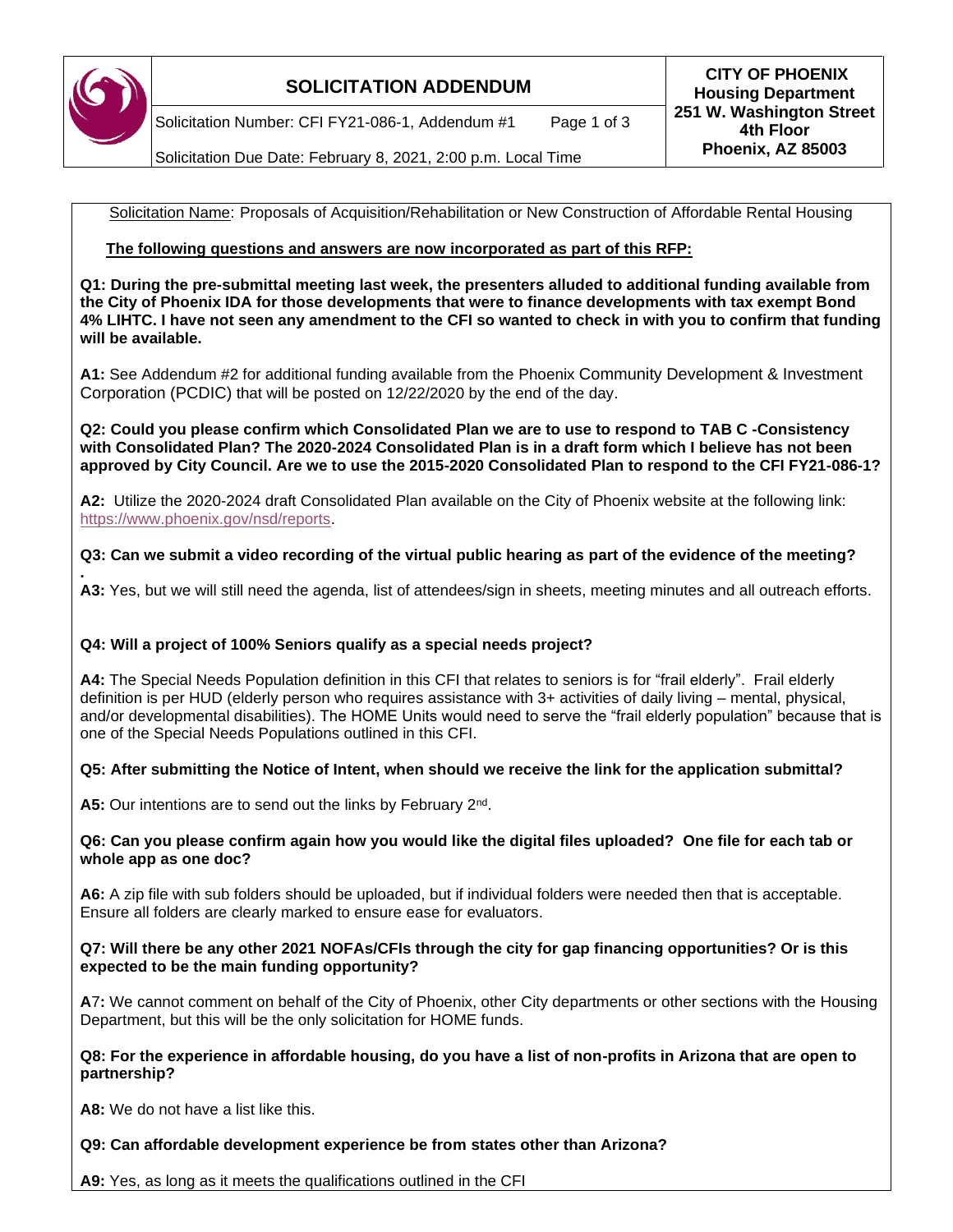# SOLICITATION ADDENDUM

Solicitation Number: CFI FY21-086-1, Addendum #1

Solicitation Due Date: February 8, 2021, 2:00 p.m. Local Time

**CITY OF PHOENIX**
**Housing Department**
**251 W. Washington Street**
**4th Floor**
**Phoenix, AZ 85003**

Solicitation Name: Proposals of Acquisition/Rehabilitation or New Construction of Affordable Rental Housing

**The following questions and answers are now incorporated as part of this RFP:**

**Q1: During the pre-submittal meeting last week, the presenters alluded to additional funding available from the City of Phoenix IDA for those developments that were to finance developments with tax exempt Bond 4% LIHTC. I have not seen any amendment to the CFI so wanted to check in with you to confirm that funding will be available.**

**A1:** See Addendum #2 for additional funding available from the Phoenix Community Development & Investment Corporation (PCDIC) that will be posted on 12/22/2020 by the end of the day.

**Q2: Could you please confirm which Consolidated Plan we are to use to respond to TAB C -Consistency with Consolidated Plan? The 2020-2024 Consolidated Plan is in a draft form which I believe has not been approved by City Council. Are we to use the 2015-2020 Consolidated Plan to respond to the CFI FY21-086-1?**

**A2:** Utilize the 2020-2024 draft Consolidated Plan available on the City of Phoenix website at the following link: https://www.phoenix.gov/nsd/reports.

**Q3: Can we submit a video recording of the virtual public hearing as part of the evidence of the meeting?**

**A3:** Yes, but we will still need the agenda, list of attendees/sign in sheets, meeting minutes and all outreach efforts.

**Q4: Will a project of 100% Seniors qualify as a special needs project?**

**A4:** The Special Needs Population definition in this CFI that relates to seniors is for "frail elderly". Frail elderly definition is per HUD (elderly person who requires assistance with 3+ activities of daily living – mental, physical, and/or developmental disabilities). The HOME Units would need to serve the "frail elderly population" because that is one of the Special Needs Populations outlined in this CFI.

**Q5: After submitting the Notice of Intent, when should we receive the link for the application submittal?**

**A5:** Our intentions are to send out the links by February 2nd.

**Q6: Can you please confirm again how you would like the digital files uploaded? One file for each tab or whole app as one doc?**

**A6:** A zip file with sub folders should be uploaded, but if individual folders were needed then that is acceptable. Ensure all folders are clearly marked to ensure ease for evaluators.

**Q7: Will there be any other 2021 NOFAs/CFIs through the city for gap financing opportunities? Or is this expected to be the main funding opportunity?**

**A7:** We cannot comment on behalf of the City of Phoenix, other City departments or other sections with the Housing Department, but this will be the only solicitation for HOME funds.

**Q8: For the experience in affordable housing, do you have a list of non-profits in Arizona that are open to partnership?**

**A8:** We do not have a list like this.

**Q9: Can affordable development experience be from states other than Arizona?**

**A9:** Yes, as long as it meets the qualifications outlined in the CFI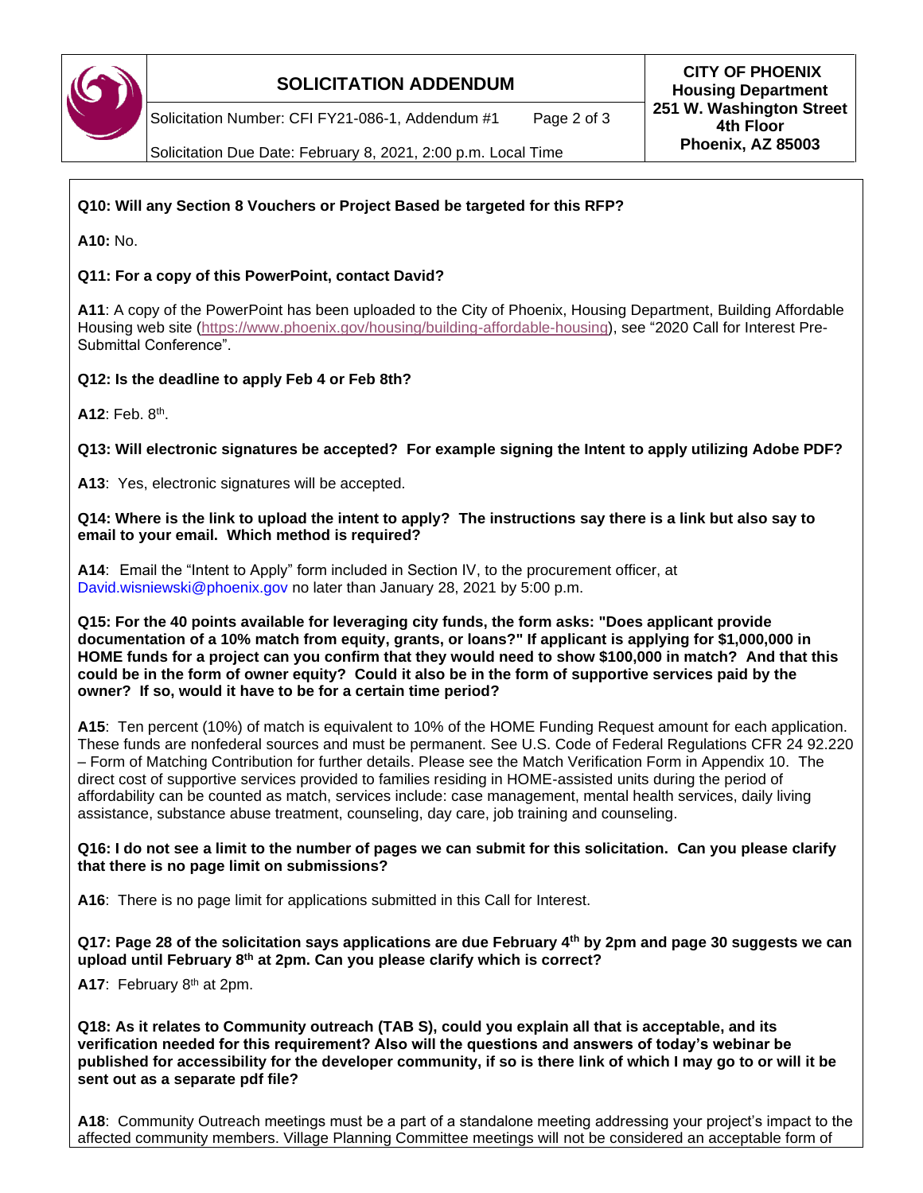**Q10: Will any Section 8 Vouchers or Project Based be targeted for this RFP?**

**A10:** No.

**Q11: For a copy of this PowerPoint, contact David?**

**A11**: A copy of the PowerPoint has been uploaded to the City of Phoenix, Housing Department, Building Affordable Housing web site (https://www.phoenix.gov/housing/building-affordable-housing), see "2020 Call for Interest Pre-Submittal Conference".

**Q12: Is the deadline to apply Feb 4 or Feb 8th?**

**A12**: Feb. 8th.

**Q13: Will electronic signatures be accepted? For example signing the Intent to apply utilizing Adobe PDF?**

**A13**: Yes, electronic signatures will be accepted.

**Q14: Where is the link to upload the intent to apply? The instructions say there is a link but also say to email to your email. Which method is required?**

**A14**: Email the "Intent to Apply" form included in Section IV, to the procurement officer, at David.wisniewski@phoenix.gov no later than January 28, 2021 by 5:00 p.m.

**Q15: For the 40 points available for leveraging city funds, the form asks: "Does applicant provide documentation of a 10% match from equity, grants, or loans?" If applicant is applying for $1,000,000 in HOME funds for a project can you confirm that they would need to show $100,000 in match? And that this could be in the form of owner equity? Could it also be in the form of supportive services paid by the owner? If so, would it have to be for a certain time period?**

**A15**: Ten percent (10%) of match is equivalent to 10% of the HOME Funding Request amount for each application. These funds are nonfederal sources and must be permanent. See U.S. Code of Federal Regulations CFR 24 92.220 – Form of Matching Contribution for further details. Please see the Match Verification Form in Appendix 10. The direct cost of supportive services provided to families residing in HOME-assisted units during the period of affordability can be counted as match, services include: case management, mental health services, daily living assistance, substance abuse treatment, counseling, day care, job training and counseling.

**Q16: I do not see a limit to the number of pages we can submit for this solicitation. Can you please clarify that there is no page limit on submissions?**

**A16**: There is no page limit for applications submitted in this Call for Interest.

**Q17: Page 28 of the solicitation says applications are due February 4th by 2pm and page 30 suggests we can upload until February 8th at 2pm. Can you please clarify which is correct?**

**A17**: February 8th at 2pm.

**Q18: As it relates to Community outreach (TAB S), could you explain all that is acceptable, and its verification needed for this requirement? Also will the questions and answers of today's webinar be published for accessibility for the developer community, if so is there link of which I may go to or will it be sent out as a separate pdf file?**

**A18**: Community Outreach meetings must be a part of a standalone meeting addressing your project's impact to the affected community members. Village Planning Committee meetings will not be considered an acceptable form of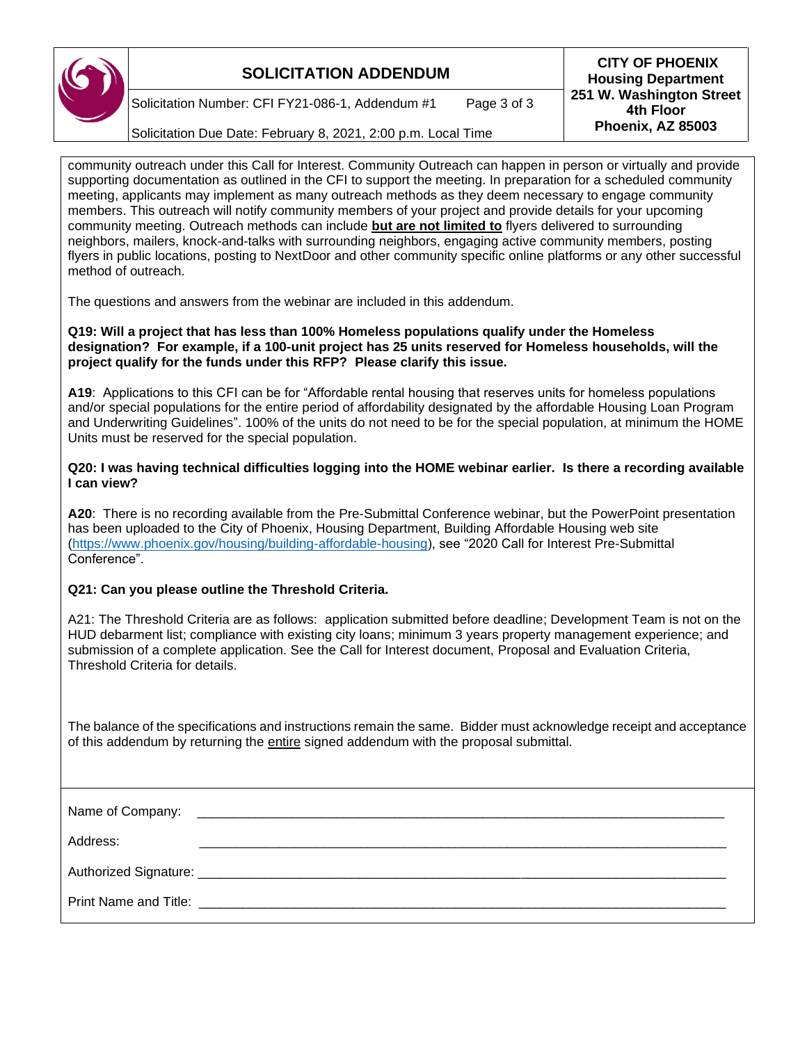community outreach under this Call for Interest. Community Outreach can happen in person or virtually and provide supporting documentation as outlined in the CFI to support the meeting. In preparation for a scheduled community meeting, applicants may implement as many outreach methods as they deem necessary to engage community members. This outreach will notify community members of your project and provide details for your upcoming community meeting. Outreach methods can include **but are not limited to** flyers delivered to surrounding neighbors, mailers, knock-and-talks with surrounding neighbors, engaging active community members, posting flyers in public locations, posting to NextDoor and other community specific online platforms or any other successful method of outreach.

The questions and answers from the webinar are included in this addendum.

**Q19: Will a project that has less than 100% Homeless populations qualify under the Homeless designation? For example, if a 100-unit project has 25 units reserved for Homeless households, will the project qualify for the funds under this RFP? Please clarify this issue.**

**A19**: Applications to this CFI can be for "Affordable rental housing that reserves units for homeless populations and/or special populations for the entire period of affordability designated by the affordable Housing Loan Program and Underwriting Guidelines". 100% of the units do not need to be for the special population, at minimum the HOME Units must be reserved for the special population.

**Q20: I was having technical difficulties logging into the HOME webinar earlier. Is there a recording available I can view?**

**A20**: There is no recording available from the Pre-Submittal Conference webinar, but the PowerPoint presentation has been uploaded to the City of Phoenix, Housing Department, Building Affordable Housing web site (https://www.phoenix.gov/housing/building-affordable-housing), see "2020 Call for Interest Pre-Submittal Conference".

**Q21: Can you please outline the Threshold Criteria.**

A21: The Threshold Criteria are as follows: application submitted before deadline; Development Team is not on the HUD debarment list; compliance with existing city loans; minimum 3 years property management experience; and submission of a complete application. See the Call for Interest document, Proposal and Evaluation Criteria, Threshold Criteria for details.

The balance of the specifications and instructions remain the same. Bidder must acknowledge receipt and acceptance of this addendum by returning the entire signed addendum with the proposal submittal.

Name of Company: ______________________________________________

Address: ______________________________________________

Authorized Signature: ______________________________________________

Print Name and Title: ______________________________________________